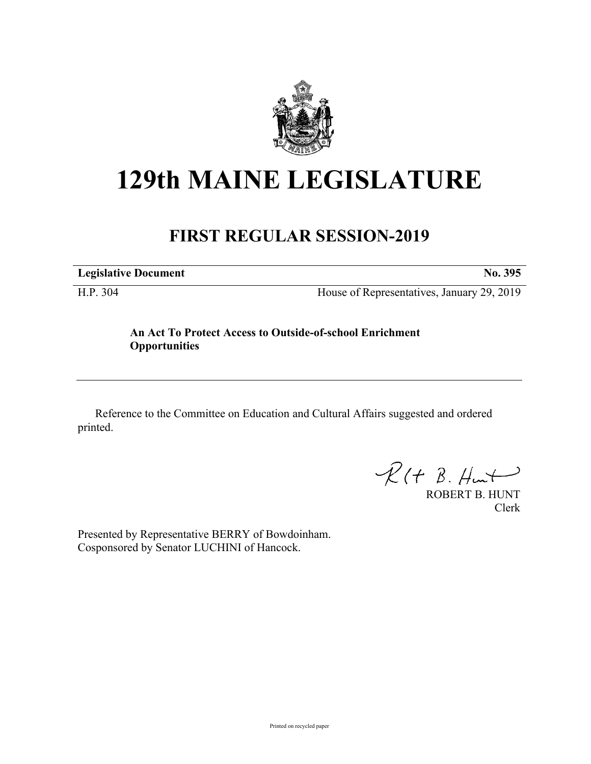# 129th MAINE LEGISLATURE

## FIRST REGULAR SESSION-2019

| **Legislative Document** | **No. 395** |
| --- | --- |
| H.P. 304 | House of Representatives, January 29, 2019 |

**An Act To Protect Access to Outside-of-school Enrichment Opportunities**

Reference to the Committee on Education and Cultural Affairs suggested and ordered printed.

ROBERT B. HUNT
Clerk

Presented by Representative BERRY of Bowdoinham.
Cosponsored by Senator LUCHINI of Hancock.

Printed on recycled paper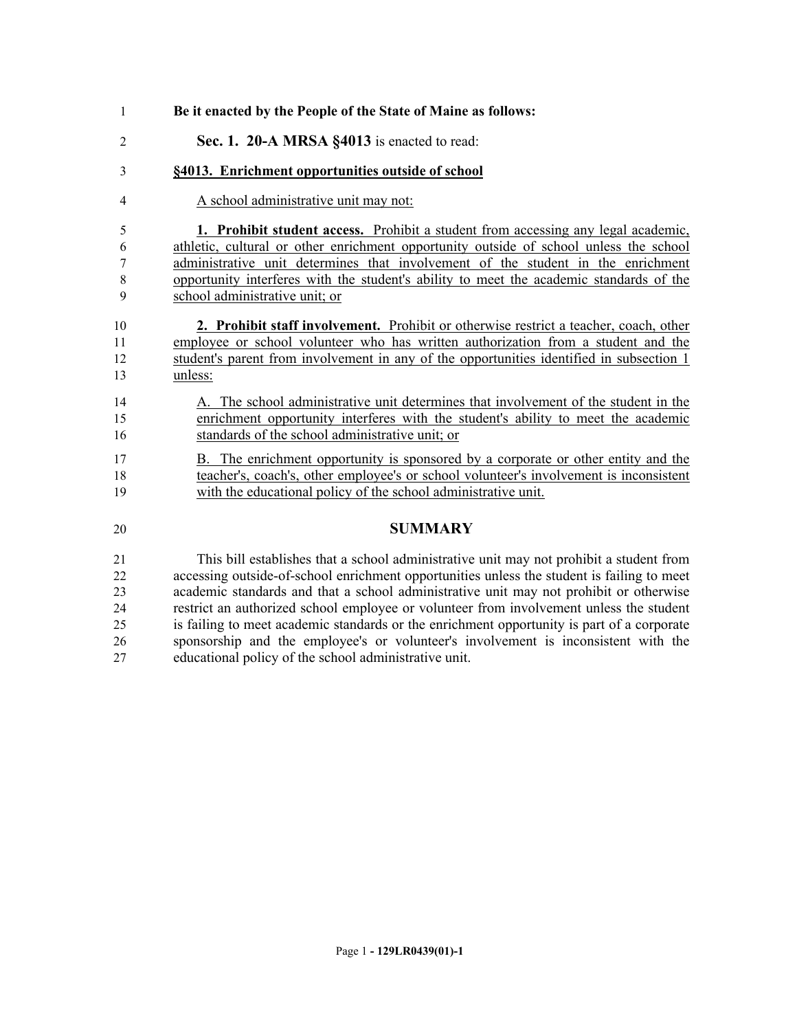**Be it enacted by the People of the State of Maine as follows:**

**Sec. 1. 20-A MRSA §4013** is enacted to read:

**§4013. Enrichment opportunities outside of school**

A school administrative unit may not:

**1. Prohibit student access.** Prohibit a student from accessing any legal academic, athletic, cultural or other enrichment opportunity outside of school unless the school administrative unit determines that involvement of the student in the enrichment opportunity interferes with the student's ability to meet the academic standards of the school administrative unit; or

**2. Prohibit staff involvement.** Prohibit or otherwise restrict a teacher, coach, other employee or school volunteer who has written authorization from a student and the student's parent from involvement in any of the opportunities identified in subsection 1 unless:

A. The school administrative unit determines that involvement of the student in the enrichment opportunity interferes with the student's ability to meet the academic standards of the school administrative unit; or

B. The enrichment opportunity is sponsored by a corporate or other entity and the teacher's, coach's, other employee's or school volunteer's involvement is inconsistent with the educational policy of the school administrative unit.

## SUMMARY

This bill establishes that a school administrative unit may not prohibit a student from accessing outside-of-school enrichment opportunities unless the student is failing to meet academic standards and that a school administrative unit may not prohibit or otherwise restrict an authorized school employee or volunteer from involvement unless the student is failing to meet academic standards or the enrichment opportunity is part of a corporate sponsorship and the employee's or volunteer's involvement is inconsistent with the educational policy of the school administrative unit.